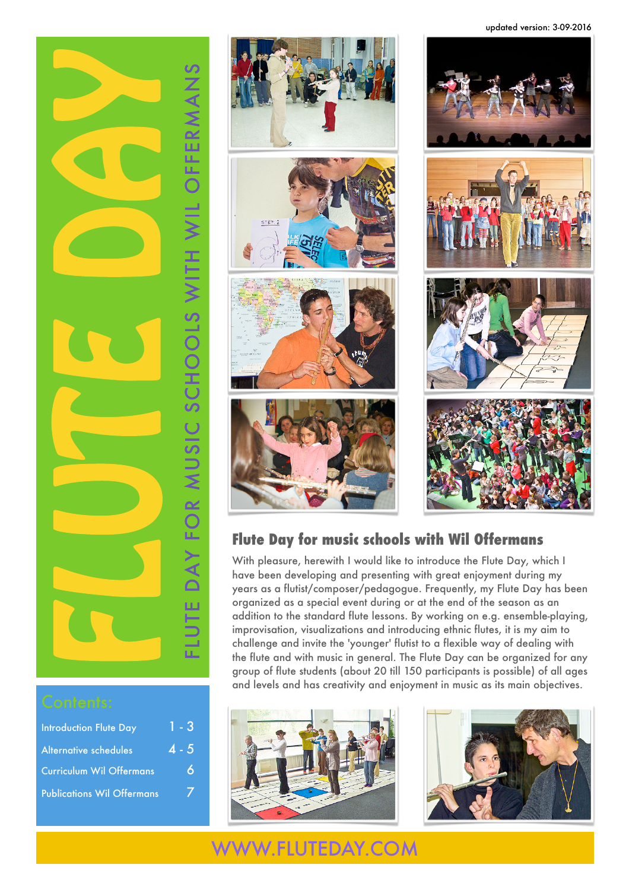updated version: 3-09-2016

# FLUTE DAY

FLUTE DAY FOR MUSIC SCHOOLS WITH WIL OFFERMANS

## Flute Day for music schools with Wil Offermans

With pleasure, herewith I would like to introduce the Flute Day, which I have been developing and presenting with great enjoyment during my years as a flutist/composer/pedagogue. Frequently, my Flute Day has been organized as a special event during or at the end of the season as an addition to the standard flute lessons. By working on e.g. ensemble-playing, improvisation, visualizations and introducing ethnic flutes, it is my aim to challenge and invite the 'younger' flutist to a flexible way of dealing with the flute and with music in general. The Flute Day can be organized for any group of flute students (about 20 till 150 participants is possible) of all ages and levels and has creativity and enjoyment in music as its main objectives.

### Contents:

| | |
|---|---|
| Introduction Flute Day | 1 - 3 |
| Alternative schedules | 4 - 5 |
| Curriculum Wil Offermans | 6 |
| Publications Wil Offermans | 7 |

WWW.FLUTEDAY.COM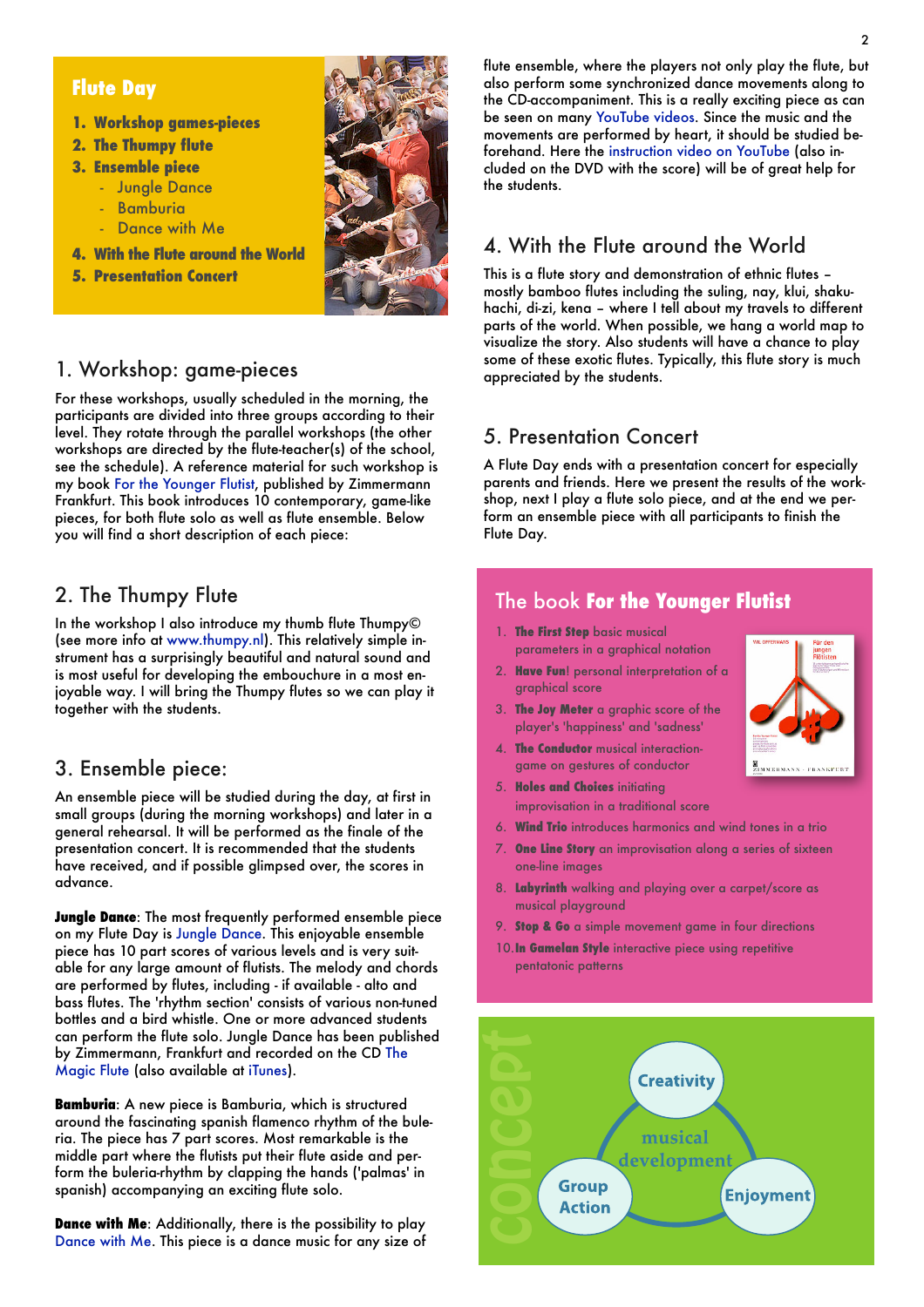## Flute Day

1. **Workshop games-pieces**
2. **The Thumpy flute**
3. **Ensemble piece**
   - Jungle Dance
   - Bamburia
   - Dance with Me
4. **With the Flute around the World**
5. **Presentation Concert**

## 1. Workshop: game-pieces

For these workshops, usually scheduled in the morning, the participants are divided into three groups according to their level. They rotate through the parallel workshops (the other workshops are directed by the flute-teacher(s) of the school, see the schedule). A reference material for such workshop is my book For the Younger Flutist, published by Zimmermann Frankfurt. This book introduces 10 contemporary, game-like pieces, for both flute solo as well as flute ensemble. Below you will find a short description of each piece:

## 2. The Thumpy Flute

In the workshop I also introduce my thumb flute Thumpy© (see more info at www.thumpy.nl). This relatively simple instrument has a surprisingly beautiful and natural sound and is most useful for developing the embouchure in a most enjoyable way. I will bring the Thumpy flutes so we can play it together with the students.

## 3. Ensemble piece:

An ensemble piece will be studied during the day, at first in small groups (during the morning workshops) and later in a general rehearsal. It will be performed as the finale of the presentation concert. It is recommended that the students have received, and if possible glimpsed over, the scores in advance.

**Jungle Dance**: The most frequently performed ensemble piece on my Flute Day is Jungle Dance. This enjoyable ensemble piece has 10 part scores of various levels and is very suitable for any large amount of flutists. The melody and chords are performed by flutes, including - if available - alto and bass flutes. The 'rhythm section' consists of various non-tuned bottles and a bird whistle. One or more advanced students can perform the flute solo. Jungle Dance has been published by Zimmermann, Frankfurt and recorded on the CD The Magic Flute (also available at iTunes).

**Bamburia**: A new piece is Bamburia, which is structured around the fascinating spanish flamenco rhythm of the buleria. The piece has 7 part scores. Most remarkable is the middle part where the flutists put their flute aside and perform the buleria-rhythm by clapping the hands ('palmas' in spanish) accompanying an exciting flute solo.

**Dance with Me**: Additionally, there is the possibility to play Dance with Me. This piece is a dance music for any size of flute ensemble, where the players not only play the flute, but also perform some synchronized dance movements along to the CD-accompaniment. This is a really exciting piece as can be seen on many YouTube videos. Since the music and the movements are performed by heart, it should be studied beforehand. Here the instruction video on YouTube (also included on the DVD with the score) will be of great help for the students.

## 4. With the Flute around the World

This is a flute story and demonstration of ethnic flutes – mostly bamboo flutes including the suling, nay, klui, shakuhachi, di-zi, kena – where I tell about my travels to different parts of the world. When possible, we hang a world map to visualize the story. Also students will have a chance to play some of these exotic flutes. Typically, this flute story is much appreciated by the students.

## 5. Presentation Concert

A Flute Day ends with a presentation concert for especially parents and friends. Here we present the results of the workshop, next I play a flute solo piece, and at the end we perform an ensemble piece with all participants to finish the Flute Day.

## The book **For the Younger Flutist**

1. **The First Step** basic musical parameters in a graphical notation
2. **Have Fun**! personal interpretation of a graphical score
3. **The Joy Meter** a graphic score of the player's 'happiness' and 'sadness'
4. **The Conductor** musical interaction-game on gestures of conductor
5. **Holes and Choices** initiating improvisation in a traditional score
6. **Wind Trio** introduces harmonics and wind tones in a trio
7. **One Line Story** an improvisation along a series of sixteen one-line images
8. **Labyrinth** walking and playing over a carpet/score as musical playground
9. **Stop & Go** a simple movement game in four directions
10. **In Gamelan Style** interactive piece using repetitive pentatonic patterns

concept

Creativity — musical development — Group Action — Enjoyment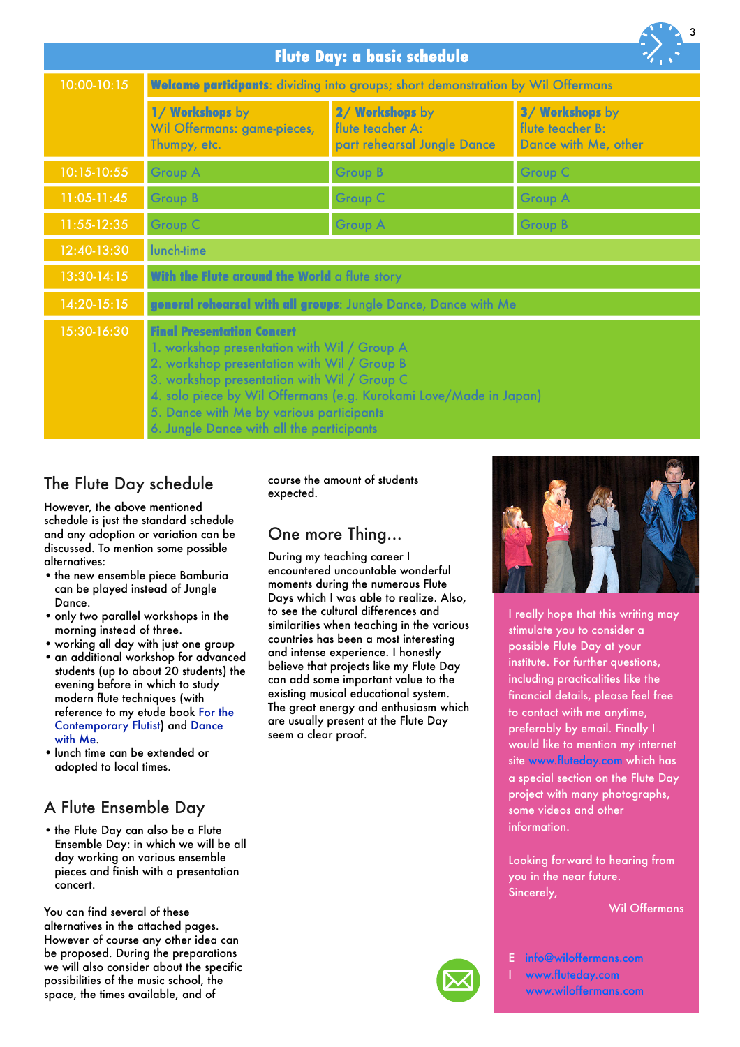## Flute Day: a basic schedule

| | | | |
|---|---|---|---|
| 10:00-10:15 | **Welcome participants**: dividing into groups; short demonstration by Wil Offermans | | |
| | **1/ Workshops** by Wil Offermans: game-pieces, Thumpy, etc. | **2/ Workshops** by flute teacher A: part rehearsal Jungle Dance | **3/ Workshops** by flute teacher B: Dance with Me, other |
| 10:15-10:55 | Group A | Group B | Group C |
| 11:05-11:45 | Group B | Group C | Group A |
| 11:55-12:35 | Group C | Group A | Group B |
| 12:40-13:30 | lunch-time | | |
| 13:30-14:15 | **With the Flute around the World** a flute story | | |
| 14:20-15:15 | **general rehearsal with all groups**: Jungle Dance, Dance with Me | | |
| 15:30-16:30 | **Final Presentation Concert**<br>1. workshop presentation with Wil / Group A<br>2. workshop presentation with Wil / Group B<br>3. workshop presentation with Wil / Group C<br>4. solo piece by Wil Offermans (e.g. Kurokami Love/Made in Japan)<br>5. Dance with Me by various participants<br>6. Jungle Dance with all the participants | | |

## The Flute Day schedule

However, the above mentioned schedule is just the standard schedule and any adoption or variation can be discussed. To mention some possible alternatives:

- the new ensemble piece Bamburia can be played instead of Jungle Dance.
- only two parallel workshops in the morning instead of three.
- working all day with just one group
- an additional workshop for advanced students (up to about 20 students) the evening before in which to study modern flute techniques (with reference to my etude book For the Contemporary Flutist) and Dance with Me.
- lunch time can be extended or adopted to local times.

## A Flute Ensemble Day

- the Flute Day can also be a Flute Ensemble Day: in which we will be all day working on various ensemble pieces and finish with a presentation concert.

You can find several of these alternatives in the attached pages. However of course any other idea can be proposed. During the preparations we will also consider about the specific possibilities of the music school, the space, the times available, and of course the amount of students expected.

## One more Thing...

During my teaching career I encountered uncountable wonderful moments during the numerous Flute Days which I was able to realize. Also, to see the cultural differences and similarities when teaching in the various countries has been a most interesting and intense experience. I honestly believe that projects like my Flute Day can add some important value to the existing musical educational system. The great energy and enthusiasm which are usually present at the Flute Day seem a clear proof.

I really hope that this writing may stimulate you to consider a possible Flute Day at your institute. For further questions, including practicalities like the financial details, please feel free to contact with me anytime, preferably by email. Finally I would like to mention my internet site www.fluteday.com which has a special section on the Flute Day project with many photographs, some videos and other information.

Looking forward to hearing from you in the near future.
Sincerely,

Wil Offermans

E info@wiloffermans.com
I www.fluteday.com
www.wiloffermans.com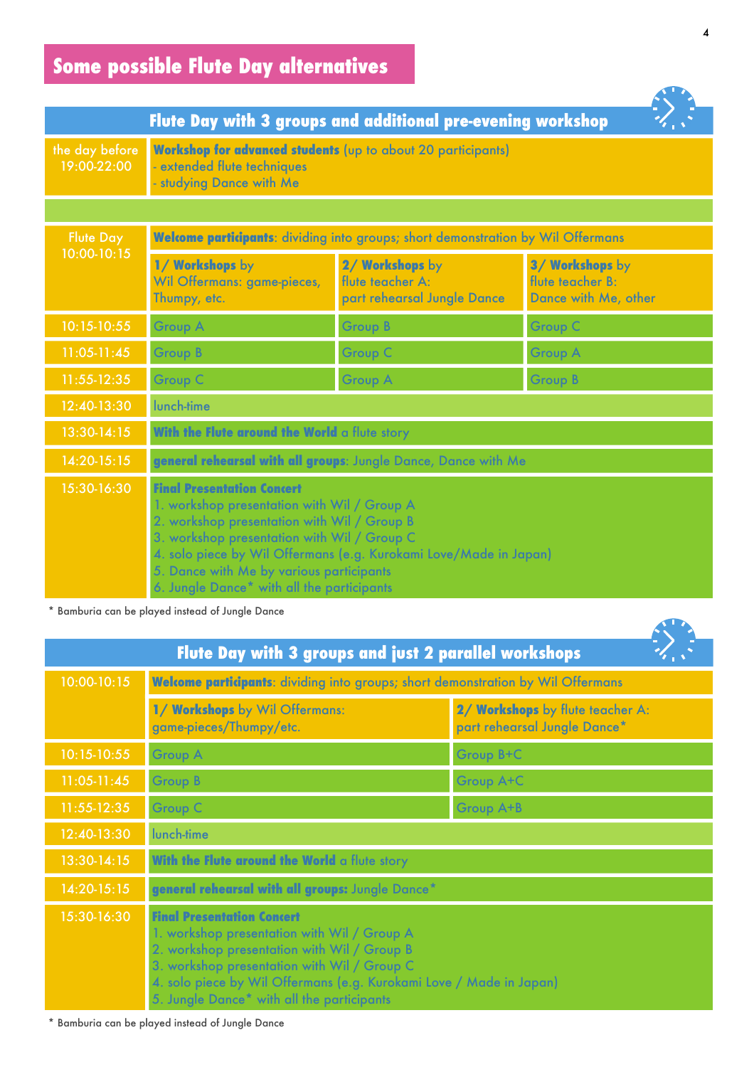## Some possible Flute Day alternatives

### Flute Day with 3 groups and additional pre-evening workshop

| | | | |
|---|---|---|---|
| the day before 19:00-22:00 | **Workshop for advanced students** (up to about 20 participants)<br>- extended flute techniques<br>- studying Dance with Me | | |
| | | | |
| Flute Day 10:00-10:15 | **Welcome participants**: dividing into groups; short demonstration by Wil Offermans | | |
| | **1/ Workshops** by Wil Offermans: game-pieces, Thumpy, etc. | **2/ Workshops** by flute teacher A: part rehearsal Jungle Dance | **3/ Workshops** by flute teacher B: Dance with Me, other |
| 10:15-10:55 | Group A | Group B | Group C |
| 11:05-11:45 | Group B | Group C | Group A |
| 11:55-12:35 | Group C | Group A | Group B |
| 12:40-13:30 | lunch-time | | |
| 13:30-14:15 | **With the Flute around the World** a flute story | | |
| 14:20-15:15 | **general rehearsal with all groups**: Jungle Dance, Dance with Me | | |
| 15:30-16:30 | **Final Presentation Concert**<br>1. workshop presentation with Wil / Group A<br>2. workshop presentation with Wil / Group B<br>3. workshop presentation with Wil / Group C<br>4. solo piece by Wil Offermans (e.g. Kurokami Love/Made in Japan)<br>5. Dance with Me by various participants<br>6. Jungle Dance* with all the participants | | |

* Bamburia can be played instead of Jungle Dance

### Flute Day with 3 groups and just 2 parallel workshops

| | | |
|---|---|---|
| 10:00-10:15 | **Welcome participants**: dividing into groups; short demonstration by Wil Offermans | |
| | **1/ Workshops** by Wil Offermans: game-pieces/Thumpy/etc. | **2/ Workshops** by flute teacher A: part rehearsal Jungle Dance* |
| 10:15-10:55 | Group A | Group B+C |
| 11:05-11:45 | Group B | Group A+C |
| 11:55-12:35 | Group C | Group A+B |
| 12:40-13:30 | lunch-time | |
| 13:30-14:15 | **With the Flute around the World** a flute story | |
| 14:20-15:15 | **general rehearsal with all groups:** Jungle Dance* | |
| 15:30-16:30 | **Final Presentation Concert**<br>1. workshop presentation with Wil / Group A<br>2. workshop presentation with Wil / Group B<br>3. workshop presentation with Wil / Group C<br>4. solo piece by Wil Offermans (e.g. Kurokami Love / Made in Japan)<br>5. Jungle Dance* with all the participants | |

* Bamburia can be played instead of Jungle Dance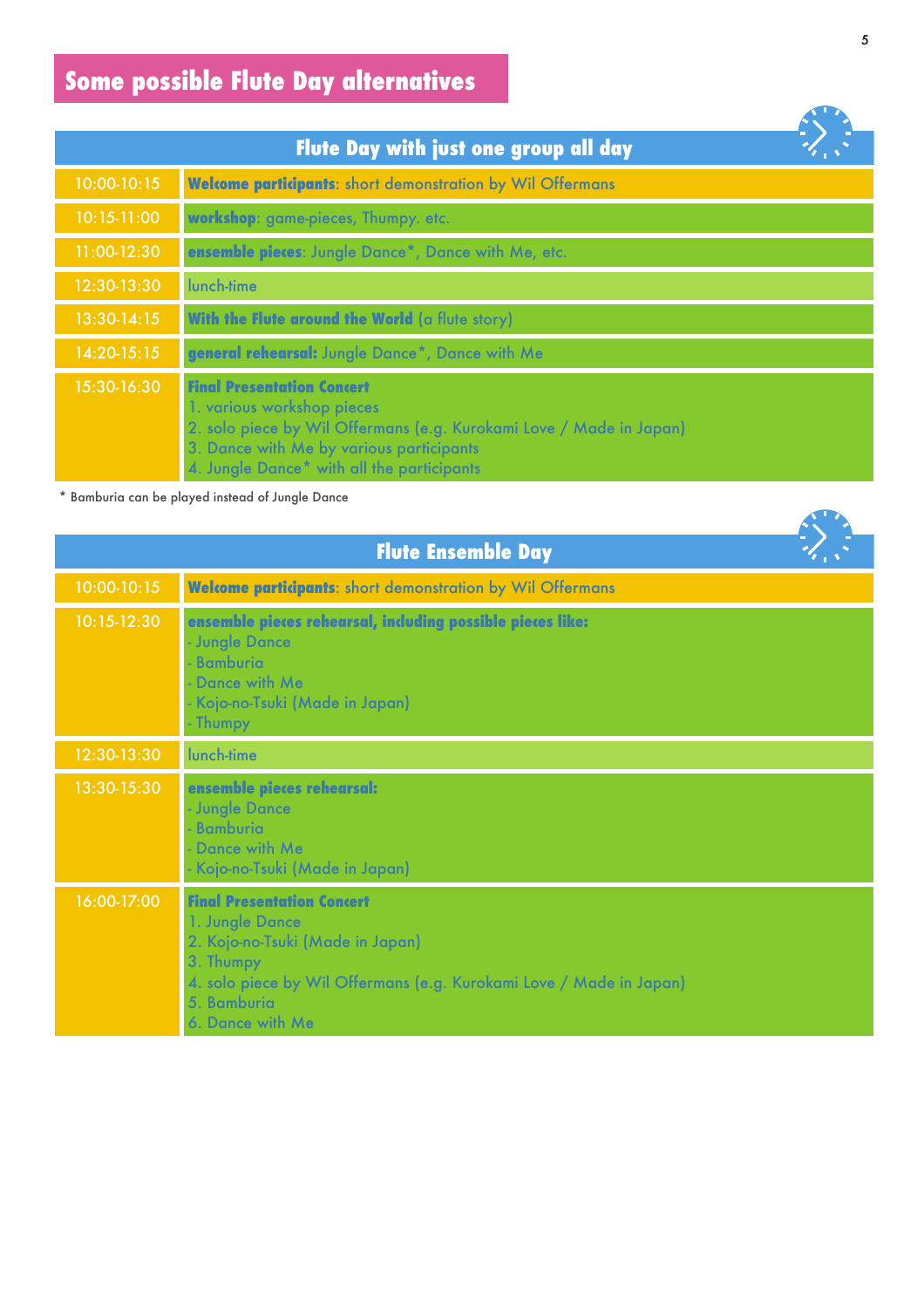## Some possible Flute Day alternatives

| Flute Day with just one group all day | |
|---|---|
| 10:00-10:15 | **Welcome participants**: short demonstration by Wil Offermans |
| 10:15-11:00 | **workshop**: game-pieces, Thumpy. etc. |
| 11:00-12:30 | **ensemble pieces**: Jungle Dance*, Dance with Me, etc. |
| 12:30-13:30 | lunch-time |
| 13:30-14:15 | **With the Flute around the World** (a flute story) |
| 14:20-15:15 | **general rehearsal:** Jungle Dance*, Dance with Me |
| 15:30-16:30 | **Final Presentation Concert**<br>1. various workshop pieces<br>2. solo piece by Wil Offermans (e.g. Kurokami Love / Made in Japan)<br>3. Dance with Me by various participants<br>4. Jungle Dance* with all the participants |

\* Bamburia can be played instead of Jungle Dance

| Flute Ensemble Day | |
|---|---|
| 10:00-10:15 | **Welcome participants**: short demonstration by Wil Offermans |
| 10:15-12:30 | **ensemble pieces rehearsal, including possible pieces like:**<br>- Jungle Dance<br>- Bamburia<br>- Dance with Me<br>- Kojo-no-Tsuki (Made in Japan)<br>- Thumpy |
| 12:30-13:30 | lunch-time |
| 13:30-15:30 | **ensemble pieces rehearsal:**<br>- Jungle Dance<br>- Bamburia<br>- Dance with Me<br>- Kojo-no-Tsuki (Made in Japan) |
| 16:00-17:00 | **Final Presentation Concert**<br>1. Jungle Dance<br>2. Kojo-no-Tsuki (Made in Japan)<br>3. Thumpy<br>4. solo piece by Wil Offermans (e.g. Kurokami Love / Made in Japan)<br>5. Bamburia<br>6. Dance with Me |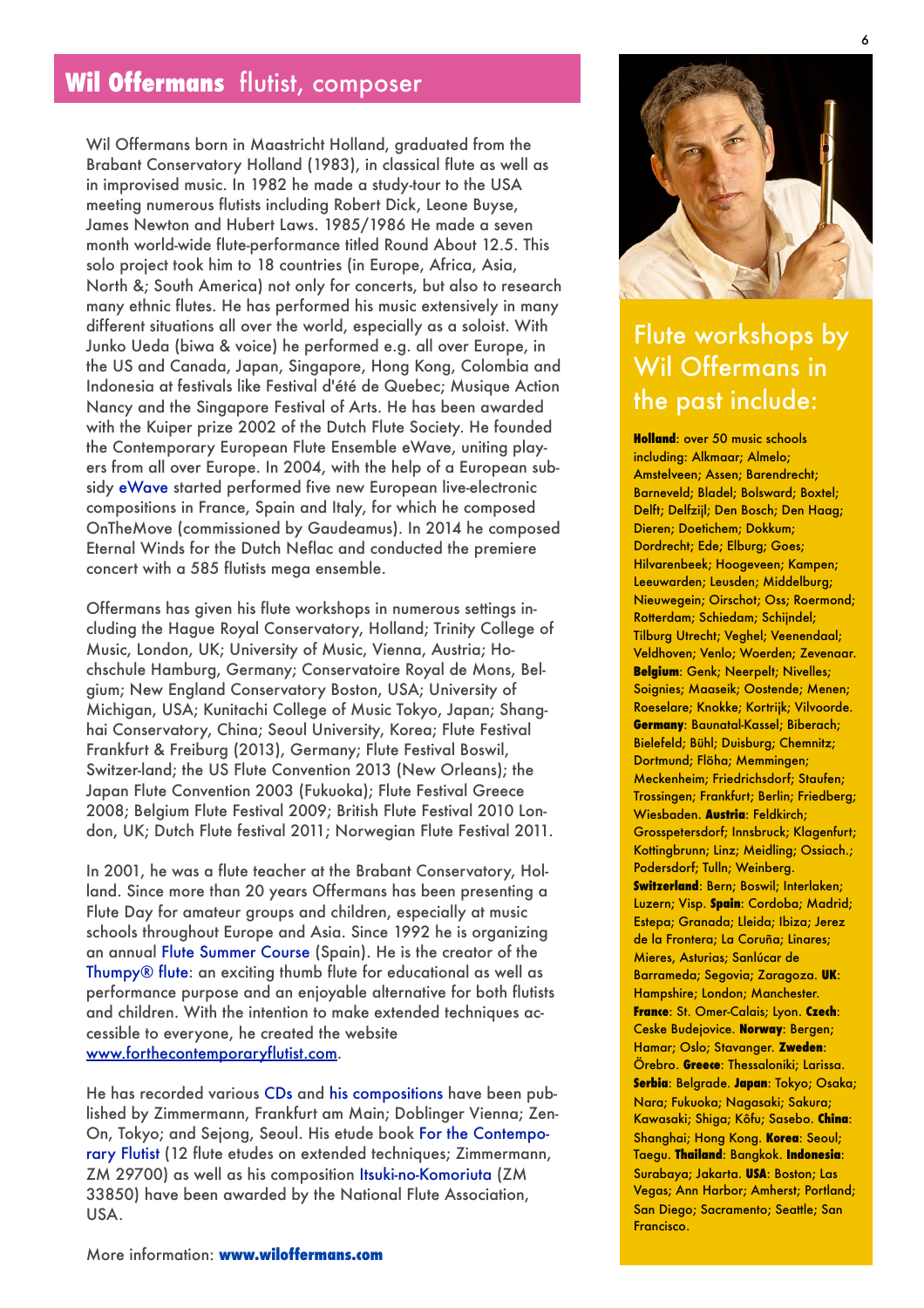# **Wil Offermans** flutist, composer

Wil Offermans born in Maastricht Holland, graduated from the Brabant Conservatory Holland (1983), in classical flute as well as in improvised music. In 1982 he made a study-tour to the USA meeting numerous flutists including Robert Dick, Leone Buyse, James Newton and Hubert Laws. 1985/1986 He made a seven month world-wide flute-performance titled Round About 12.5. This solo project took him to 18 countries (in Europe, Africa, Asia, North &; South America) not only for concerts, but also to research many ethnic flutes. He has performed his music extensively in many different situations all over the world, especially as a soloist. With Junko Ueda (biwa & voice) he performed e.g. all over Europe, in the US and Canada, Japan, Singapore, Hong Kong, Colombia and Indonesia at festivals like Festival d'été de Quebec; Musique Action Nancy and the Singapore Festival of Arts. He has been awarded with the Kuiper prize 2002 of the Dutch Flute Society. He founded the Contemporary European Flute Ensemble eWave, uniting players from all over Europe. In 2004, with the help of a European subsidy eWave started performed five new European live-electronic compositions in France, Spain and Italy, for which he composed OnTheMove (commissioned by Gaudeamus). In 2014 he composed Eternal Winds for the Dutch Neflac and conducted the premiere concert with a 585 flutists mega ensemble.

Offermans has given his flute workshops in numerous settings including the Hague Royal Conservatory, Holland; Trinity College of Music, London, UK; University of Music, Vienna, Austria; Hochschule Hamburg, Germany; Conservatoire Royal de Mons, Belgium; New England Conservatory Boston, USA; University of Michigan, USA; Kunitachi College of Music Tokyo, Japan; Shanghai Conservatory, China; Seoul University, Korea; Flute Festival Frankfurt & Freiburg (2013), Germany; Flute Festival Boswil, Switzer-land; the US Flute Convention 2013 (New Orleans); the Japan Flute Convention 2003 (Fukuoka); Flute Festival Greece 2008; Belgium Flute Festival 2009; British Flute Festival 2010 London, UK; Dutch Flute festival 2011; Norwegian Flute Festival 2011.

In 2001, he was a flute teacher at the Brabant Conservatory, Holland. Since more than 20 years Offermans has been presenting a Flute Day for amateur groups and children, especially at music schools throughout Europe and Asia. Since 1992 he is organizing an annual Flute Summer Course (Spain). He is the creator of the Thumpy® flute: an exciting thumb flute for educational as well as performance purpose and an enjoyable alternative for both flutists and children. With the intention to make extended techniques accessible to everyone, he created the website www.forthecontemporaryflutist.com.

He has recorded various CDs and his compositions have been published by Zimmermann, Frankfurt am Main; Doblinger Vienna; Zen-On, Tokyo; and Sejong, Seoul. His etude book For the Contemporary Flutist (12 flute etudes on extended techniques; Zimmermann, ZM 29700) as well as his composition Itsuki-no-Komoriuta (ZM 33850) have been awarded by the National Flute Association, USA.

More information: **www.wiloffermans.com**

## Flute workshops by Wil Offermans in the past include:

**Holland**: over 50 music schools including: Alkmaar; Almelo; Amstelveen; Assen; Barendrecht; Barneveld; Bladel; Bolsward; Boxtel; Delft; Delfzijl; Den Bosch; Den Haag; Dieren; Doetichem; Dokkum; Dordrecht; Ede; Elburg; Goes; Hilvarenbeek; Hoogeveen; Kampen; Leeuwarden; Leusden; Middelburg; Nieuwegein; Oirschot; Oss; Roermond; Rotterdam; Schiedam; Schijndel; Tilburg Utrecht; Veghel; Veenendaal; Veldhoven; Venlo; Woerden; Zevenaar. **Belgium**: Genk; Neerpelt; Nivelles; Soignies; Maaseik; Oostende; Menen; Roeselare; Knokke; Kortrijk; Vilvoorde. **Germany**: Baunatal-Kassel; Biberach; Bielefeld; Bühl; Duisburg; Chemnitz; Dortmund; Flöha; Memmingen; Meckenheim; Friedrichsdorf; Staufen; Trossingen; Frankfurt; Berlin; Friedberg; Wiesbaden. **Austria**: Feldkirch; Grosspetersdorf; Innsbruck; Klagenfurt; Kottingbrunn; Linz; Meidling; Ossiach.; Podersdorf; Tulln; Weinberg. **Switzerland**: Bern; Boswil; Interlaken; Luzern; Visp. **Spain**: Cordoba; Madrid; Estepa; Granada; Lleida; Ibiza; Jerez de la Frontera; La Coruña; Linares; Mieres, Asturias; Sanlúcar de Barrameda; Segovia; Zaragoza. **UK**: Hampshire; London; Manchester. **France**: St. Omer-Calais; Lyon. **Czech**: Ceske Budejovice. **Norway**: Bergen; Hamar; Oslo; Stavanger. **Zweden**: Örebro. **Greece**: Thessaloniki; Larissa. **Serbia**: Belgrade. **Japan**: Tokyo; Osaka; Nara; Fukuoka; Nagasaki; Sakura; Kawasaki; Shiga; Kôfu; Sasebo. **China**: Shanghai; Hong Kong. **Korea**: Seoul; Taegu. **Thailand**: Bangkok. **Indonesia**: Surabaya; Jakarta. **USA**: Boston; Las Vegas; Ann Harbor; Amherst; Portland; San Diego; Sacramento; Seattle; San Francisco.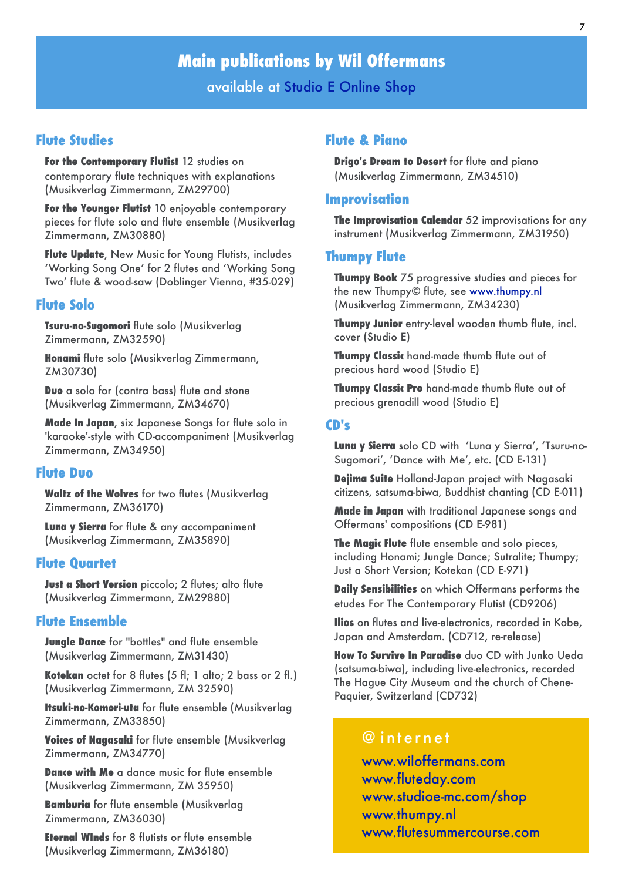# Main publications by Wil Offermans

available at Studio E Online Shop

## Flute Studies

**For the Contemporary Flutist** 12 studies on contemporary flute techniques with explanations (Musikverlag Zimmermann, ZM29700)

**For the Younger Flutist** 10 enjoyable contemporary pieces for flute solo and flute ensemble (Musikverlag Zimmermann, ZM30880)

**Flute Update**, New Music for Young Flutists, includes 'Working Song One' for 2 flutes and 'Working Song Two' flute & wood-saw (Doblinger Vienna, #35-029)

## Flute Solo

**Tsuru-no-Sugomori** flute solo (Musikverlag Zimmermann, ZM32590)

**Honami** flute solo (Musikverlag Zimmermann, ZM30730)

**Duo** a solo for (contra bass) flute and stone (Musikverlag Zimmermann, ZM34670)

**Made In Japan**, six Japanese Songs for flute solo in 'karaoke'-style with CD-accompaniment (Musikverlag Zimmermann, ZM34950)

## Flute Duo

**Waltz of the Wolves** for two flutes (Musikverlag Zimmermann, ZM36170)

**Luna y Sierra** for flute & any accompaniment (Musikverlag Zimmermann, ZM35890)

## Flute Quartet

**Just a Short Version** piccolo; 2 flutes; alto flute (Musikverlag Zimmermann, ZM29880)

## Flute Ensemble

**Jungle Dance** for "bottles" and flute ensemble (Musikverlag Zimmermann, ZM31430)

**Kotekan** octet for 8 flutes (5 fl; 1 alto; 2 bass or 2 fl.) (Musikverlag Zimmermann, ZM 32590)

**Itsuki-no-Komori-uta** for flute ensemble (Musikverlag Zimmermann, ZM33850)

**Voices of Nagasaki** for flute ensemble (Musikverlag Zimmermann, ZM34770)

**Dance with Me** a dance music for flute ensemble (Musikverlag Zimmermann, ZM 35950)

**Bamburia** for flute ensemble (Musikverlag Zimmermann, ZM36030)

**Eternal WInds** for 8 flutists or flute ensemble (Musikverlag Zimmermann, ZM36180)

## Flute & Piano

**Drigo's Dream to Desert** for flute and piano (Musikverlag Zimmermann, ZM34510)

## Improvisation

**The Improvisation Calendar** 52 improvisations for any instrument (Musikverlag Zimmermann, ZM31950)

## Thumpy Flute

**Thumpy Book** 75 progressive studies and pieces for the new Thumpy© flute, see www.thumpy.nl (Musikverlag Zimmermann, ZM34230)

**Thumpy Junior** entry-level wooden thumb flute, incl. cover (Studio E)

**Thumpy Classic** hand-made thumb flute out of precious hard wood (Studio E)

**Thumpy Classic Pro** hand-made thumb flute out of precious grenadill wood (Studio E)

## CD's

**Luna y Sierra** solo CD with 'Luna y Sierra', 'Tsuru-no-Sugomori', 'Dance with Me', etc. (CD E-131)

**Dejima Suite** Holland-Japan project with Nagasaki citizens, satsuma-biwa, Buddhist chanting (CD E-011)

**Made in Japan** with traditional Japanese songs and Offermans' compositions (CD E-981)

**The Magic Flute** flute ensemble and solo pieces, including Honami; Jungle Dance; Sutralite; Thumpy; Just a Short Version; Kotekan (CD E-971)

**Daily Sensibilities** on which Offermans performs the etudes For The Contemporary Flutist (CD9206)

**Ilios** on flutes and live-electronics, recorded in Kobe, Japan and Amsterdam. (CD712, re-release)

**How To Survive In Paradise** duo CD with Junko Ueda (satsuma-biwa), including live-electronics, recorded The Hague City Museum and the church of Chene-Paquier, Switzerland (CD732)

## @internet

www.wiloffermans.com
www.fluteday.com
www.studioe-mc.com/shop
www.thumpy.nl
www.flutesummercourse.com